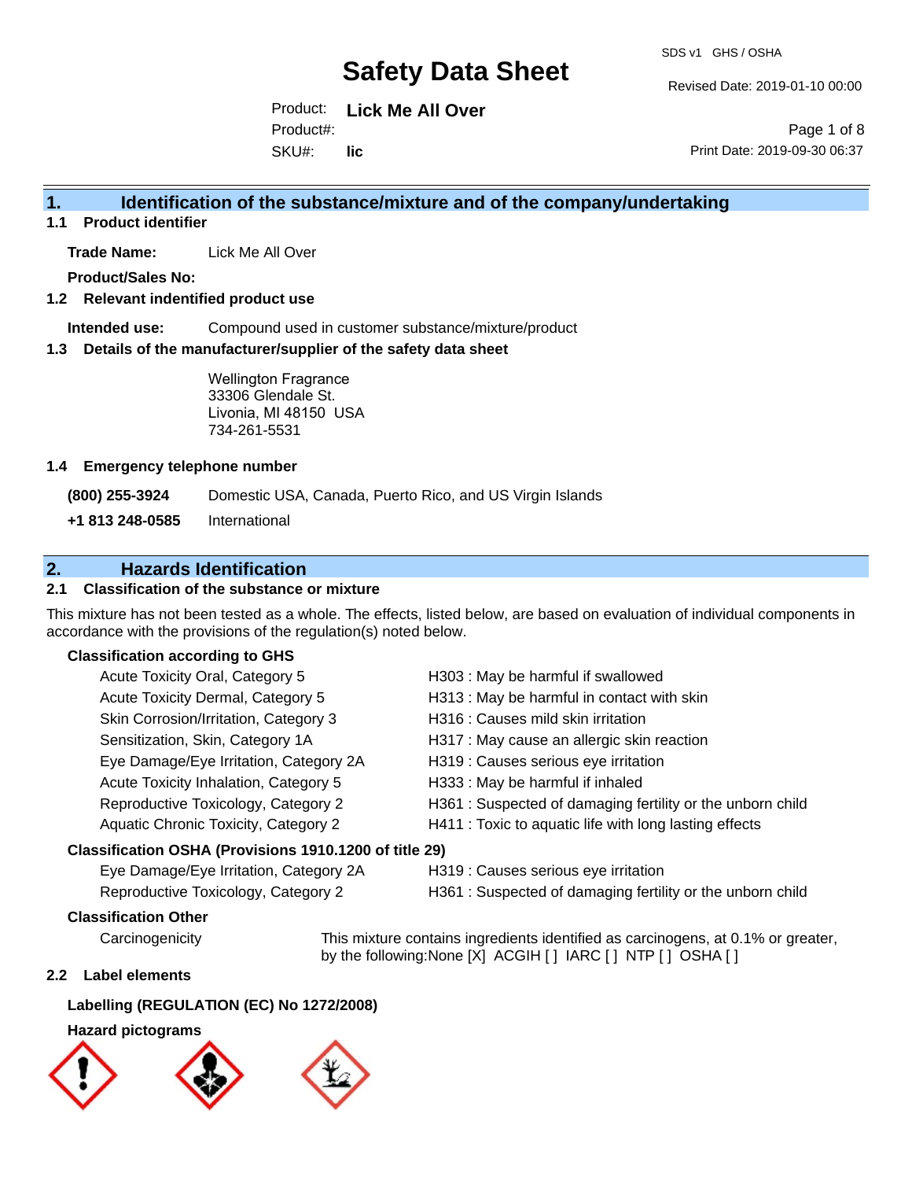# Safety Data Sheet

SDS v1 GHS / OSHA

Revised Date: 2019-01-10 00:00

Product: **Lick Me All Over**

Product#:

SKU#: **lic**

Print Date: 2019-09-30 06:37

## 1. Identification of the substance/mixture and of the company/undertaking

### 1.1 Product identifier

**Trade Name:** Lick Me All Over

**Product/Sales No:**

### 1.2 Relevant indentified product use

**Intended use:** Compound used in customer substance/mixture/product

### 1.3 Details of the manufacturer/supplier of the safety data sheet

Wellington Fragrance
33306 Glendale St.
Livonia, MI 48150 USA
734-261-5531

### 1.4 Emergency telephone number

**(800) 255-3924** Domestic USA, Canada, Puerto Rico, and US Virgin Islands

**+1 813 248-0585** International

## 2. Hazards Identification

### 2.1 Classification of the substance or mixture

This mixture has not been tested as a whole. The effects, listed below, are based on evaluation of individual components in accordance with the provisions of the regulation(s) noted below.

**Classification according to GHS**

| Classification | Hazard Statement |
|---|---|
| Acute Toxicity Oral, Category 5 | H303 : May be harmful if swallowed |
| Acute Toxicity Dermal, Category 5 | H313 : May be harmful in contact with skin |
| Skin Corrosion/Irritation, Category 3 | H316 : Causes mild skin irritation |
| Sensitization, Skin, Category 1A | H317 : May cause an allergic skin reaction |
| Eye Damage/Eye Irritation, Category 2A | H319 : Causes serious eye irritation |
| Acute Toxicity Inhalation, Category 5 | H333 : May be harmful if inhaled |
| Reproductive Toxicology, Category 2 | H361 : Suspected of damaging fertility or the unborn child |
| Aquatic Chronic Toxicity, Category 2 | H411 : Toxic to aquatic life with long lasting effects |

**Classification OSHA (Provisions 1910.1200 of title 29)**

| Classification | Hazard Statement |
|---|---|
| Eye Damage/Eye Irritation, Category 2A | H319 : Causes serious eye irritation |
| Reproductive Toxicology, Category 2 | H361 : Suspected of damaging fertility or the unborn child |

**Classification Other**

Carcinogenicity: This mixture contains ingredients identified as carcinogens, at 0.1% or greater, by the following:None [X] ACGIH [ ] IARC [ ] NTP [ ] OSHA [ ]

### 2.2 Label elements

**Labelling (REGULATION (EC) No 1272/2008)**

**Hazard pictograms**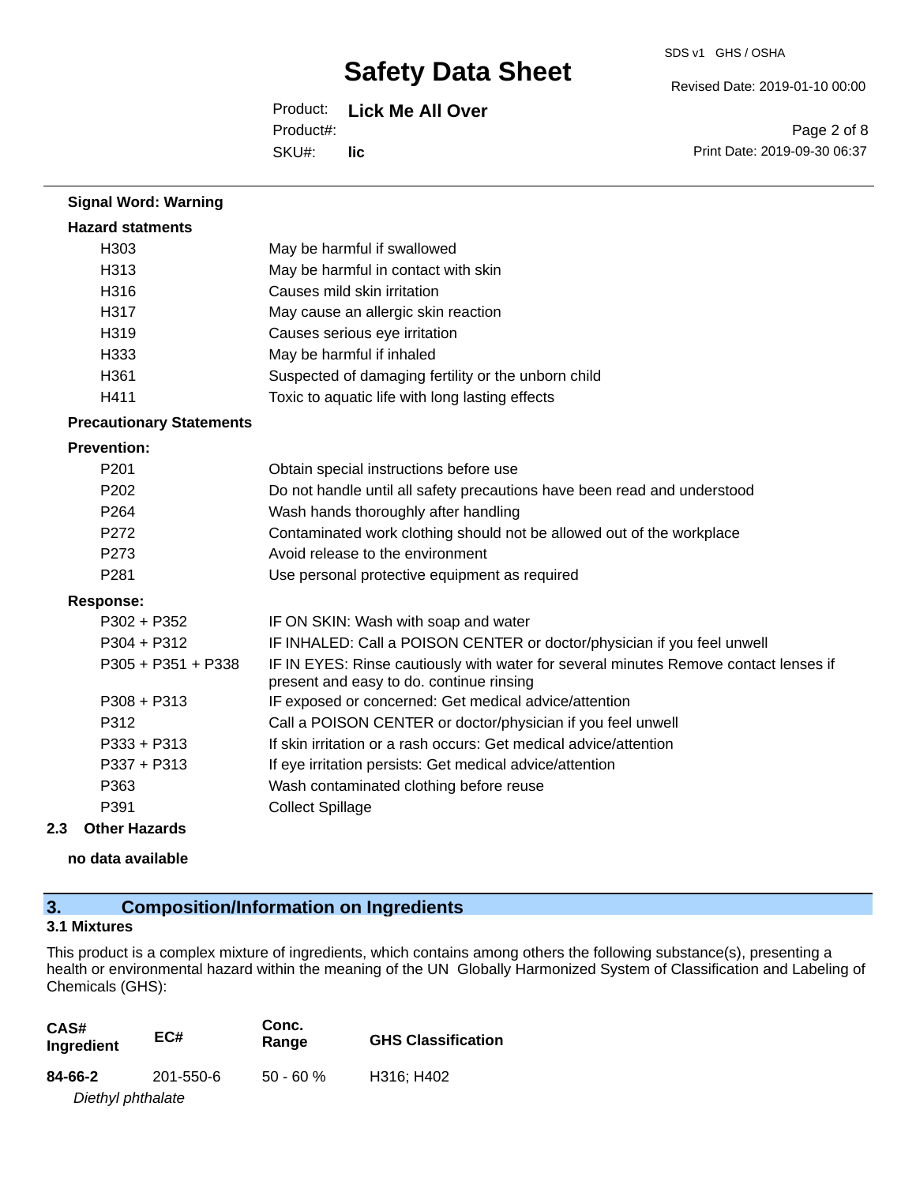**Signal Word: Warning**

**Hazard statments**

| | |
|---|---|
| H303 | May be harmful if swallowed |
| H313 | May be harmful in contact with skin |
| H316 | Causes mild skin irritation |
| H317 | May cause an allergic skin reaction |
| H319 | Causes serious eye irritation |
| H333 | May be harmful if inhaled |
| H361 | Suspected of damaging fertility or the unborn child |
| H411 | Toxic to aquatic life with long lasting effects |

**Precautionary Statements**

**Prevention:**

| | |
|---|---|
| P201 | Obtain special instructions before use |
| P202 | Do not handle until all safety precautions have been read and understood |
| P264 | Wash hands thoroughly after handling |
| P272 | Contaminated work clothing should not be allowed out of the workplace |
| P273 | Avoid release to the environment |
| P281 | Use personal protective equipment as required |

**Response:**

| | |
|---|---|
| P302 + P352 | IF ON SKIN: Wash with soap and water |
| P304 + P312 | IF INHALED: Call a POISON CENTER or doctor/physician if you feel unwell |
| P305 + P351 + P338 | IF IN EYES: Rinse cautiously with water for several minutes Remove contact lenses if present and easy to do. continue rinsing |
| P308 + P313 | IF exposed or concerned: Get medical advice/attention |
| P312 | Call a POISON CENTER or doctor/physician if you feel unwell |
| P333 + P313 | If skin irritation or a rash occurs: Get medical advice/attention |
| P337 + P313 | If eye irritation persists: Get medical advice/attention |
| P363 | Wash contaminated clothing before reuse |
| P391 | Collect Spillage |

### 2.3 Other Hazards

**no data available**

## 3. Composition/Information on Ingredients

### 3.1 Mixtures

This product is a complex mixture of ingredients, which contains among others the following substance(s), presenting a health or environmental hazard within the meaning of the UN Globally Harmonized System of Classification and Labeling of Chemicals (GHS):

| CAS# Ingredient | EC# | Conc. Range | GHS Classification |
|---|---|---|---|
| **84-66-2** *Diethyl phthalate* | 201-550-6 | 50 - 60 % | H316; H402 |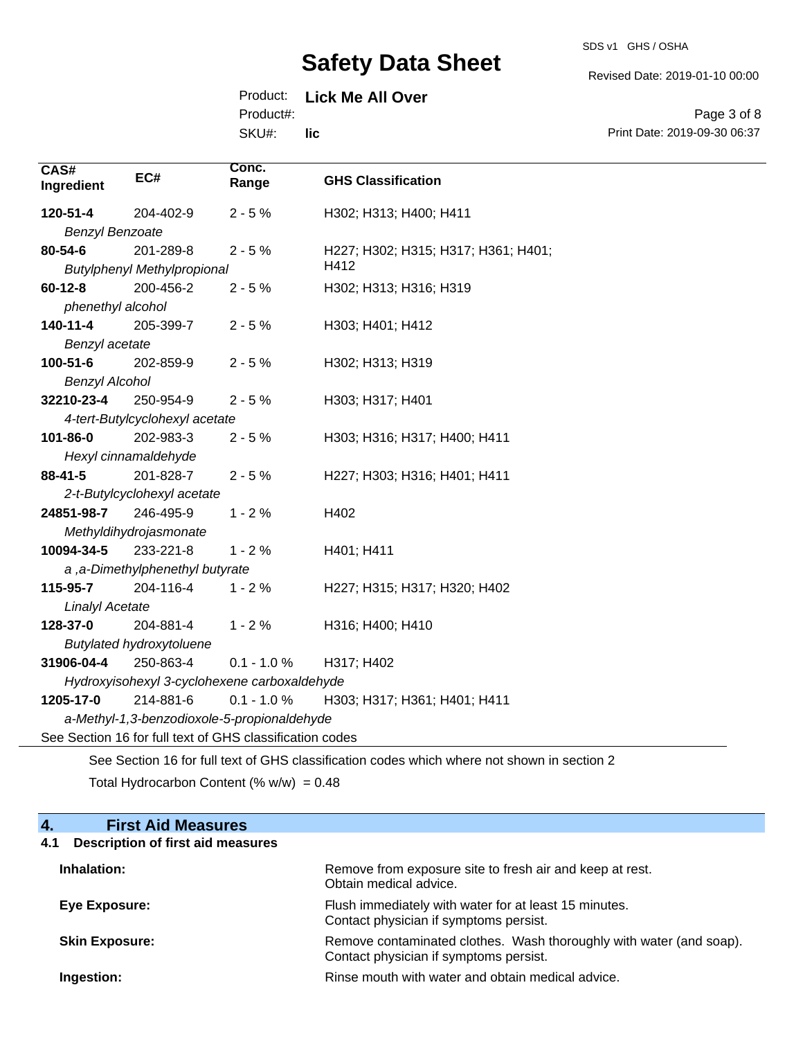| CAS# Ingredient | EC# | Conc. Range | GHS Classification |
|---|---|---|---|
| **120-51-4** *Benzyl Benzoate* | 204-402-9 | 2 - 5 % | H302; H313; H400; H411 |
| **80-54-6** *Butylphenyl Methylpropional* | 201-289-8 | 2 - 5 % | H227; H302; H315; H317; H361; H401; H412 |
| **60-12-8** *phenethyl alcohol* | 200-456-2 | 2 - 5 % | H302; H313; H316; H319 |
| **140-11-4** *Benzyl acetate* | 205-399-7 | 2 - 5 % | H303; H401; H412 |
| **100-51-6** *Benzyl Alcohol* | 202-859-9 | 2 - 5 % | H302; H313; H319 |
| **32210-23-4** *4-tert-Butylcyclohexyl acetate* | 250-954-9 | 2 - 5 % | H303; H317; H401 |
| **101-86-0** *Hexyl cinnamaldehyde* | 202-983-3 | 2 - 5 % | H303; H316; H317; H400; H411 |
| **88-41-5** *2-t-Butylcyclohexyl acetate* | 201-828-7 | 2 - 5 % | H227; H303; H316; H401; H411 |
| **24851-98-7** *Methyldihydrojasmonate* | 246-495-9 | 1 - 2 % | H402 |
| **10094-34-5** *a ,a-Dimethylphenethyl butyrate* | 233-221-8 | 1 - 2 % | H401; H411 |
| **115-95-7** *Linalyl Acetate* | 204-116-4 | 1 - 2 % | H227; H315; H317; H320; H402 |
| **128-37-0** *Butylated hydroxytoluene* | 204-881-4 | 1 - 2 % | H316; H400; H410 |
| **31906-04-4** *Hydroxyisohexyl 3-cyclohexene carboxaldehyde* | 250-863-4 | 0.1 - 1.0 % | H317; H402 |
| **1205-17-0** *a-Methyl-1,3-benzodioxole-5-propionaldehyde* | 214-881-6 | 0.1 - 1.0 % | H303; H317; H361; H401; H411 |

See Section 16 for full text of GHS classification codes

See Section 16 for full text of GHS classification codes which where not shown in section 2

Total Hydrocarbon Content (% w/w) = 0.48

## 4. First Aid Measures

### 4.1 Description of first aid measures

**Inhalation:** Remove from exposure site to fresh air and keep at rest. Obtain medical advice.

**Eye Exposure:** Flush immediately with water for at least 15 minutes. Contact physician if symptoms persist.

**Skin Exposure:** Remove contaminated clothes. Wash thoroughly with water (and soap). Contact physician if symptoms persist.

**Ingestion:** Rinse mouth with water and obtain medical advice.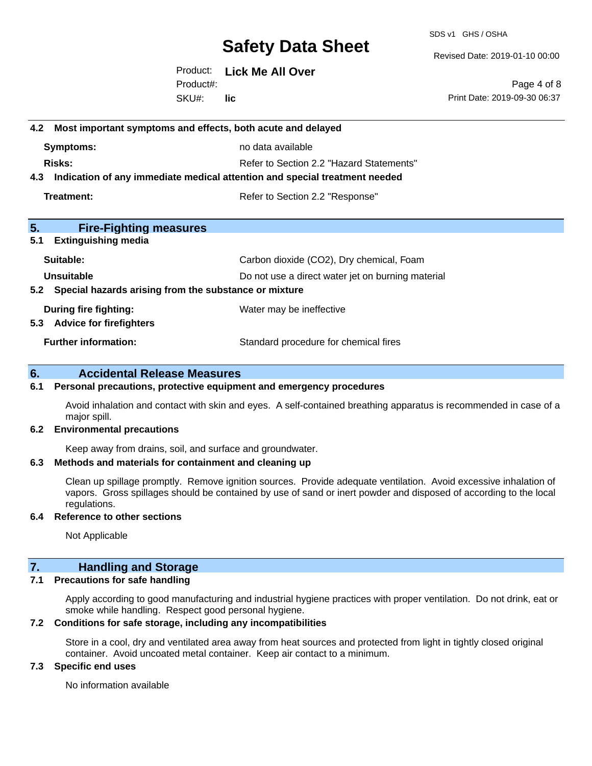### 4.2 Most important symptoms and effects, both acute and delayed

**Symptoms:** no data available

**Risks:** Refer to Section 2.2 "Hazard Statements"

### 4.3 Indication of any immediate medical attention and special treatment needed

**Treatment:** Refer to Section 2.2 "Response"

## 5. Fire-Fighting measures

### 5.1 Extinguishing media

**Suitable:** Carbon dioxide (CO2), Dry chemical, Foam

**Unsuitable** Do not use a direct water jet on burning material

### 5.2 Special hazards arising from the substance or mixture

**During fire fighting:** Water may be ineffective

### 5.3 Advice for firefighters

**Further information:** Standard procedure for chemical fires

## 6. Accidental Release Measures

### 6.1 Personal precautions, protective equipment and emergency procedures

Avoid inhalation and contact with skin and eyes. A self-contained breathing apparatus is recommended in case of a major spill.

### 6.2 Environmental precautions

Keep away from drains, soil, and surface and groundwater.

### 6.3 Methods and materials for containment and cleaning up

Clean up spillage promptly. Remove ignition sources. Provide adequate ventilation. Avoid excessive inhalation of vapors. Gross spillages should be contained by use of sand or inert powder and disposed of according to the local regulations.

### 6.4 Reference to other sections

Not Applicable

## 7. Handling and Storage

### 7.1 Precautions for safe handling

Apply according to good manufacturing and industrial hygiene practices with proper ventilation. Do not drink, eat or smoke while handling. Respect good personal hygiene.

### 7.2 Conditions for safe storage, including any incompatibilities

Store in a cool, dry and ventilated area away from heat sources and protected from light in tightly closed original container. Avoid uncoated metal container. Keep air contact to a minimum.

### 7.3 Specific end uses

No information available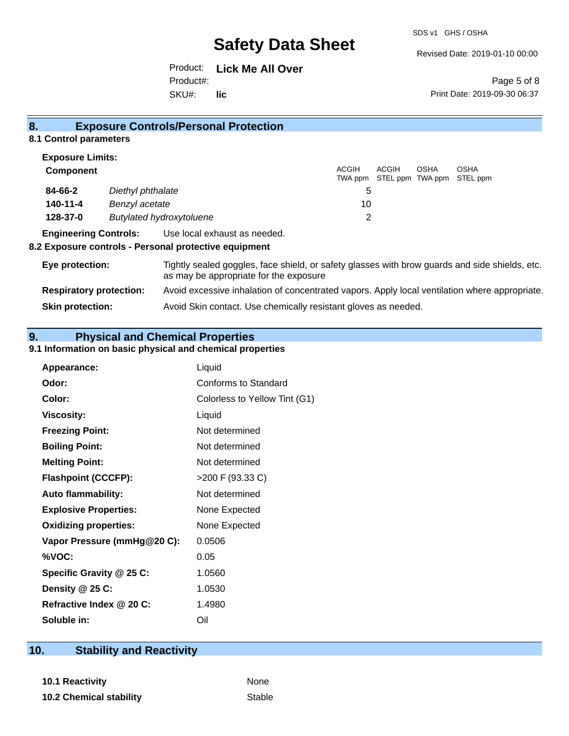## 8. Exposure Controls/Personal Protection

### 8.1 Control parameters

**Exposure Limits:**

| Component | | ACGIH TWA ppm | ACGIH STEL ppm | OSHA TWA ppm | OSHA STEL ppm |
|---|---|---|---|---|---|
| **84-66-2** | *Diethyl phthalate* | 5 | | | |
| **140-11-4** | *Benzyl acetate* | 10 | | | |
| **128-37-0** | *Butylated hydroxytoluene* | 2 | | | |

**Engineering Controls:** Use local exhaust as needed.

### 8.2 Exposure controls - Personal protective equipment

**Eye protection:** Tightly sealed goggles, face shield, or safety glasses with brow guards and side shields, etc. as may be appropriate for the exposure

**Respiratory protection:** Avoid excessive inhalation of concentrated vapors. Apply local ventilation where appropriate.

**Skin protection:** Avoid Skin contact. Use chemically resistant gloves as needed.

## 9. Physical and Chemical Properties

### 9.1 Information on basic physical and chemical properties

| | |
|---|---|
| **Appearance:** | Liquid |
| **Odor:** | Conforms to Standard |
| **Color:** | Colorless to Yellow Tint (G1) |
| **Viscosity:** | Liquid |
| **Freezing Point:** | Not determined |
| **Boiling Point:** | Not determined |
| **Melting Point:** | Not determined |
| **Flashpoint (CCCFP):** | >200 F (93.33 C) |
| **Auto flammability:** | Not determined |
| **Explosive Properties:** | None Expected |
| **Oxidizing properties:** | None Expected |
| **Vapor Pressure (mmHg@20 C):** | 0.0506 |
| **%VOC:** | 0.05 |
| **Specific Gravity @ 25 C:** | 1.0560 |
| **Density @ 25 C:** | 1.0530 |
| **Refractive Index @ 20 C:** | 1.4980 |
| **Soluble in:** | Oil |

## 10. Stability and Reactivity

| | |
|---|---|
| **10.1 Reactivity** | None |
| **10.2 Chemical stability** | Stable |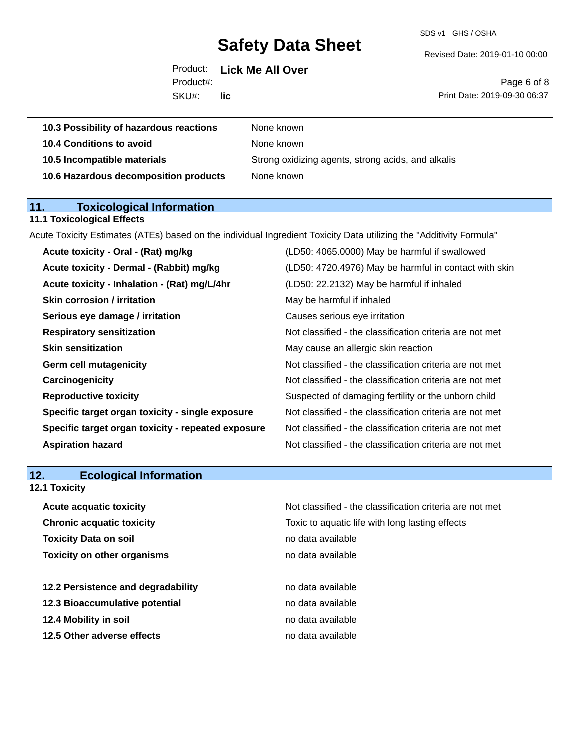| | |
|---|---|
| **10.3 Possibility of hazardous reactions** | None known |
| **10.4 Conditions to avoid** | None known |
| **10.5 Incompatible materials** | Strong oxidizing agents, strong acids, and alkalis |
| **10.6 Hazardous decomposition products** | None known |

## 11. Toxicological Information

### 11.1 Toxicological Effects

Acute Toxicity Estimates (ATEs) based on the individual Ingredient Toxicity Data utilizing the "Additivity Formula"

| | |
|---|---|
| **Acute toxicity - Oral - (Rat) mg/kg** | (LD50: 4065.0000) May be harmful if swallowed |
| **Acute toxicity - Dermal - (Rabbit) mg/kg** | (LD50: 4720.4976) May be harmful in contact with skin |
| **Acute toxicity - Inhalation - (Rat) mg/L/4hr** | (LD50: 22.2132) May be harmful if inhaled |
| **Skin corrosion / irritation** | May be harmful if inhaled |
| **Serious eye damage / irritation** | Causes serious eye irritation |
| **Respiratory sensitization** | Not classified - the classification criteria are not met |
| **Skin sensitization** | May cause an allergic skin reaction |
| **Germ cell mutagenicity** | Not classified - the classification criteria are not met |
| **Carcinogenicity** | Not classified - the classification criteria are not met |
| **Reproductive toxicity** | Suspected of damaging fertility or the unborn child |
| **Specific target organ toxicity - single exposure** | Not classified - the classification criteria are not met |
| **Specific target organ toxicity - repeated exposure** | Not classified - the classification criteria are not met |
| **Aspiration hazard** | Not classified - the classification criteria are not met |

## 12. Ecological Information

### 12.1 Toxicity

| | |
|---|---|
| **Acute acquatic toxicity** | Not classified - the classification criteria are not met |
| **Chronic acquatic toxicity** | Toxic to aquatic life with long lasting effects |
| **Toxicity Data on soil** | no data available |
| **Toxicity on other organisms** | no data available |

| | |
|---|---|
| **12.2 Persistence and degradability** | no data available |
| **12.3 Bioaccumulative potential** | no data available |
| **12.4 Mobility in soil** | no data available |
| **12.5 Other adverse effects** | no data available |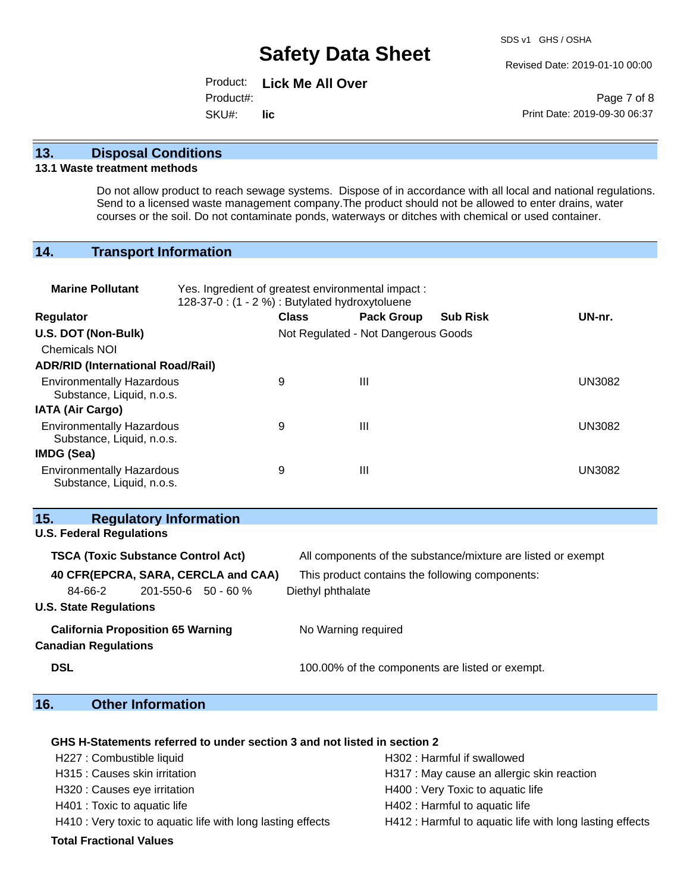## 13. Disposal Conditions

### 13.1 Waste treatment methods

Do not allow product to reach sewage systems. Dispose of in accordance with all local and national regulations. Send to a licensed waste management company.The product should not be allowed to enter drains, water courses or the soil. Do not contaminate ponds, waterways or ditches with chemical or used container.

## 14. Transport Information

**Marine Pollutant** Yes. Ingredient of greatest environmental impact : 128-37-0 : (1 - 2 %) : Butylated hydroxytoluene

| Regulator | Class | Pack Group | Sub Risk | UN-nr. |
|---|---|---|---|---|
| **U.S. DOT (Non-Bulk)** | Not Regulated - Not Dangerous Goods | | | |
| Chemicals NOI | | | | |
| **ADR/RID (International Road/Rail)** | | | | |
| Environmentally Hazardous Substance, Liquid, n.o.s. | 9 | III | | UN3082 |
| **IATA (Air Cargo)** | | | | |
| Environmentally Hazardous Substance, Liquid, n.o.s. | 9 | III | | UN3082 |
| **IMDG (Sea)** | | | | |
| Environmentally Hazardous Substance, Liquid, n.o.s. | 9 | III | | UN3082 |

## 15. Regulatory Information

**U.S. Federal Regulations**

**TSCA (Toxic Substance Control Act)** All components of the substance/mixture are listed or exempt

**40 CFR(EPCRA, SARA, CERCLA and CAA)** This product contains the following components:

| CAS | EC | % | Name |
|---|---|---|---|
| 84-66-2 | 201-550-6 | 50 - 60 % | Diethyl phthalate |

**U.S. State Regulations**

**California Proposition 65 Warning** No Warning required

**Canadian Regulations**

**DSL** 100.00% of the components are listed or exempt.

## 16. Other Information

**GHS H-Statements referred to under section 3 and not listed in section 2**

- H227 : Combustible liquid
- H302 : Harmful if swallowed
- H315 : Causes skin irritation
- H317 : May cause an allergic skin reaction
- H320 : Causes eye irritation
- H400 : Very Toxic to aquatic life
- H401 : Toxic to aquatic life
- H402 : Harmful to aquatic life
- H410 : Very toxic to aquatic life with long lasting effects
- H412 : Harmful to aquatic life with long lasting effects

**Total Fractional Values**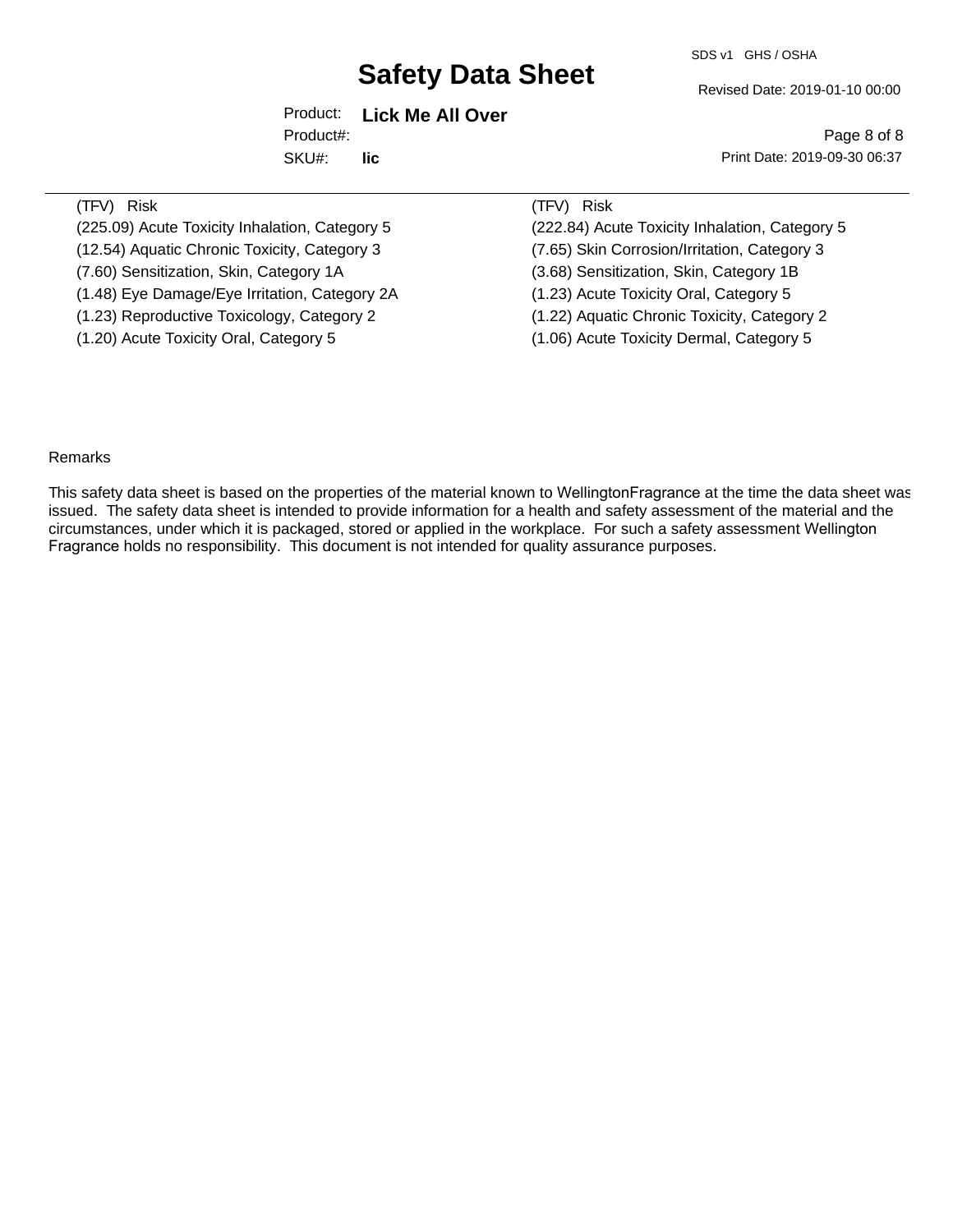| (TFV) | Risk | (TFV) | Risk |
|---|---|---|---|
| (225.09) | Acute Toxicity Inhalation, Category 5 | (222.84) | Acute Toxicity Inhalation, Category 5 |
| (12.54) | Aquatic Chronic Toxicity, Category 3 | (7.65) | Skin Corrosion/Irritation, Category 3 |
| (7.60) | Sensitization, Skin, Category 1A | (3.68) | Sensitization, Skin, Category 1B |
| (1.48) | Eye Damage/Eye Irritation, Category 2A | (1.23) | Acute Toxicity Oral, Category 5 |
| (1.23) | Reproductive Toxicology, Category 2 | (1.22) | Aquatic Chronic Toxicity, Category 2 |
| (1.20) | Acute Toxicity Oral, Category 5 | (1.06) | Acute Toxicity Dermal, Category 5 |

Remarks

This safety data sheet is based on the properties of the material known to WellingtonFragrance at the time the data sheet was issued. The safety data sheet is intended to provide information for a health and safety assessment of the material and the circumstances, under which it is packaged, stored or applied in the workplace. For such a safety assessment Wellington Fragrance holds no responsibility. This document is not intended for quality assurance purposes.